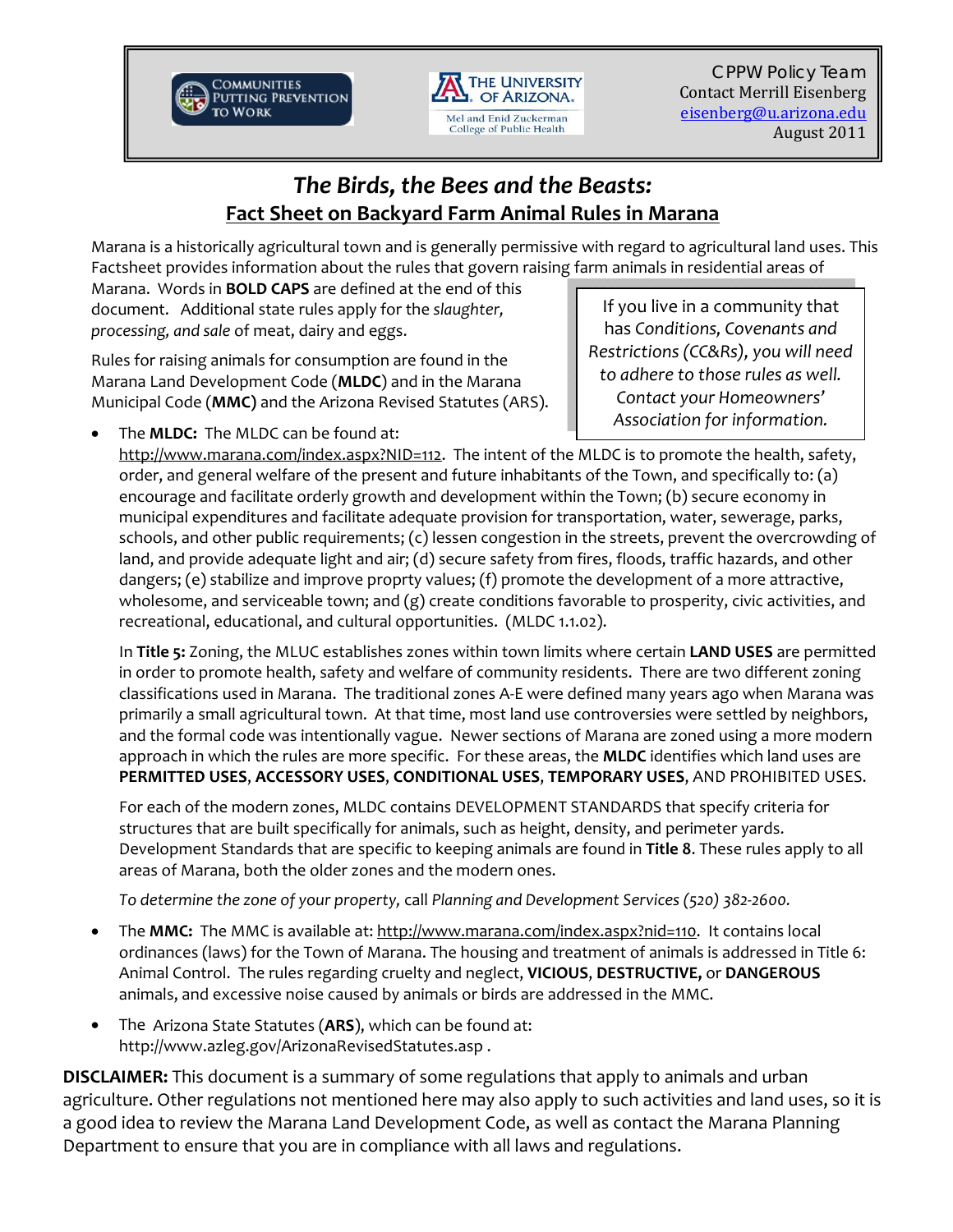Communities Putting Prevention to Work

The University of Arizona. Mel and Enid Zuckerman College of Public Health

CPPW Policy Team
Contact Merrill Eisenberg
eisenberg@u.arizona.edu
August 2011

# *The Birds, the Bees and the Beasts:*

## Fact Sheet on Backyard Farm Animal Rules in Marana

Marana is a historically agricultural town and is generally permissive with regard to agricultural land uses. This Factsheet provides information about the rules that govern raising farm animals in residential areas of Marana. Words in **BOLD CAPS** are defined at the end of this document. Additional state rules apply for the *slaughter, processing, and sale* of meat, dairy and eggs.

> *If you live in a community that has Conditions, Covenants and Restrictions (CC&Rs), you will need to adhere to those rules as well. Contact your Homeowners' Association for information.*

Rules for raising animals for consumption are found in the Marana Land Development Code (**MLDC**) and in the Marana Municipal Code (**MMC**) and the Arizona Revised Statutes (ARS).

- The **MLDC:** The MLDC can be found at: http://www.marana.com/index.aspx?NID=112. The intent of the MLDC is to promote the health, safety, order, and general welfare of the present and future inhabitants of the Town, and specifically to: (a) encourage and facilitate orderly growth and development within the Town; (b) secure economy in municipal expenditures and facilitate adequate provision for transportation, water, sewerage, parks, schools, and other public requirements; (c) lessen congestion in the streets, prevent the overcrowding of land, and provide adequate light and air; (d) secure safety from fires, floods, traffic hazards, and other dangers; (e) stabilize and improve proprty values; (f) promote the development of a more attractive, wholesome, and serviceable town; and (g) create conditions favorable to prosperity, civic activities, and recreational, educational, and cultural opportunities. (MLDC 1.1.02).

  In **Title 5:** Zoning, the MLUC establishes zones within town limits where certain **LAND USES** are permitted in order to promote health, safety and welfare of community residents. There are two different zoning classifications used in Marana. The traditional zones A-E were defined many years ago when Marana was primarily a small agricultural town. At that time, most land use controversies were settled by neighbors, and the formal code was intentionally vague. Newer sections of Marana are zoned using a more modern approach in which the rules are more specific. For these areas, the **MLDC** identifies which land uses are **PERMITTED USES**, **ACCESSORY USES**, **CONDITIONAL USES**, **TEMPORARY USES**, AND PROHIBITED USES.

  For each of the modern zones, MLDC contains DEVELOPMENT STANDARDS that specify criteria for structures that are built specifically for animals, such as height, density, and perimeter yards. Development Standards that are specific to keeping animals are found in **Title 8**. These rules apply to all areas of Marana, both the older zones and the modern ones.

  *To determine the zone of your property,* call *Planning and Development Services (520) 382-2600.*

- The **MMC:** The MMC is available at: http://www.marana.com/index.aspx?nid=110. It contains local ordinances (laws) for the Town of Marana. The housing and treatment of animals is addressed in Title 6: Animal Control. The rules regarding cruelty and neglect, **VICIOUS**, **DESTRUCTIVE,** or **DANGEROUS** animals, and excessive noise caused by animals or birds are addressed in the MMC.

- The Arizona State Statutes (**ARS**), which can be found at: http://www.azleg.gov/ArizonaRevisedStatutes.asp .

**DISCLAIMER:** This document is a summary of some regulations that apply to animals and urban agriculture. Other regulations not mentioned here may also apply to such activities and land uses, so it is a good idea to review the Marana Land Development Code, as well as contact the Marana Planning Department to ensure that you are in compliance with all laws and regulations.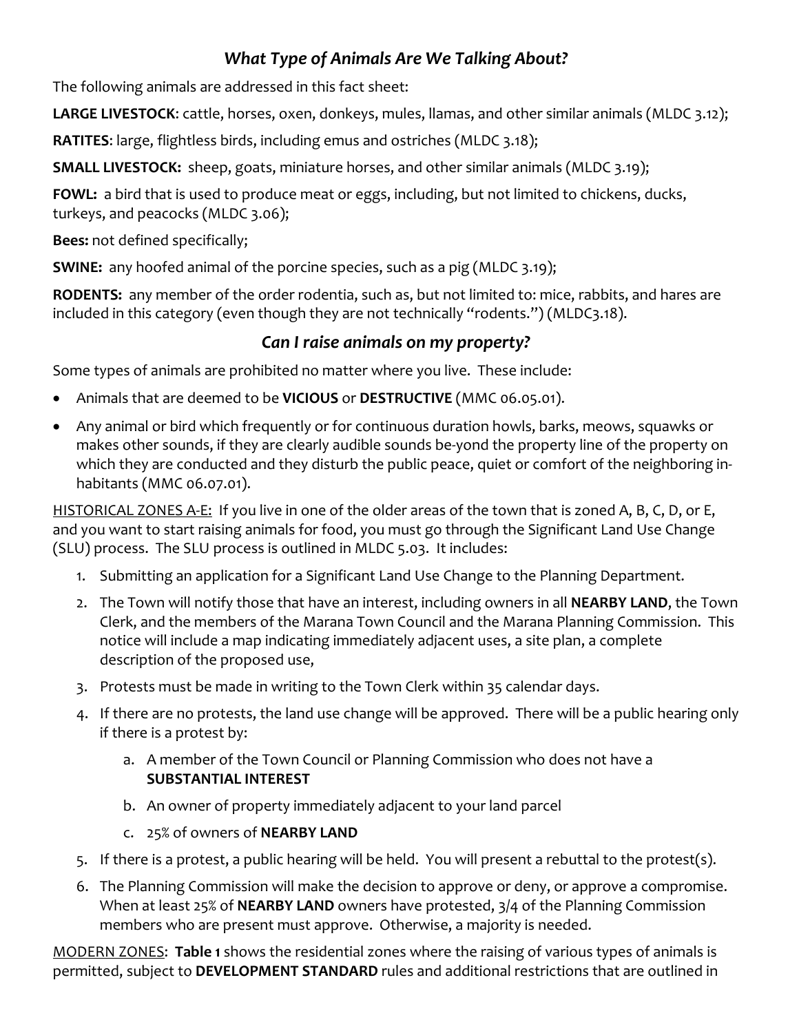## *What Type of Animals Are We Talking About?*

The following animals are addressed in this fact sheet:

**LARGE LIVESTOCK**: cattle, horses, oxen, donkeys, mules, llamas, and other similar animals (MLDC 3.12);

**RATITES**: large, flightless birds, including emus and ostriches (MLDC 3.18);

**SMALL LIVESTOCK:** sheep, goats, miniature horses, and other similar animals (MLDC 3.19);

**FOWL:** a bird that is used to produce meat or eggs, including, but not limited to chickens, ducks, turkeys, and peacocks (MLDC 3.06);

**Bees:** not defined specifically;

**SWINE:** any hoofed animal of the porcine species, such as a pig (MLDC 3.19);

**RODENTS:** any member of the order rodentia, such as, but not limited to: mice, rabbits, and hares are included in this category (even though they are not technically "rodents.") (MLDC3.18).

## *Can I raise animals on my property?*

Some types of animals are prohibited no matter where you live. These include:

- Animals that are deemed to be **VICIOUS** or **DESTRUCTIVE** (MMC 06.05.01).
- Any animal or bird which frequently or for continuous duration howls, barks, meows, squawks or makes other sounds, if they are clearly audible sounds be-yond the property line of the property on which they are conducted and they disturb the public peace, quiet or comfort of the neighboring in-habitants (MMC 06.07.01).

<u>HISTORICAL ZONES A-E:</u> If you live in one of the older areas of the town that is zoned A, B, C, D, or E, and you want to start raising animals for food, you must go through the Significant Land Use Change (SLU) process. The SLU process is outlined in MLDC 5.03. It includes:

1. Submitting an application for a Significant Land Use Change to the Planning Department.
2. The Town will notify those that have an interest, including owners in all **NEARBY LAND**, the Town Clerk, and the members of the Marana Town Council and the Marana Planning Commission. This notice will include a map indicating immediately adjacent uses, a site plan, a complete description of the proposed use,
3. Protests must be made in writing to the Town Clerk within 35 calendar days.
4. If there are no protests, the land use change will be approved. There will be a public hearing only if there is a protest by:
   a. A member of the Town Council or Planning Commission who does not have a **SUBSTANTIAL INTEREST**
   b. An owner of property immediately adjacent to your land parcel
   c. 25% of owners of **NEARBY LAND**
5. If there is a protest, a public hearing will be held. You will present a rebuttal to the protest(s).
6. The Planning Commission will make the decision to approve or deny, or approve a compromise. When at least 25% of **NEARBY LAND** owners have protested, 3/4 of the Planning Commission members who are present must approve. Otherwise, a majority is needed.

<u>MODERN ZONES</u>: **Table 1** shows the residential zones where the raising of various types of animals is permitted, subject to **DEVELOPMENT STANDARD** rules and additional restrictions that are outlined in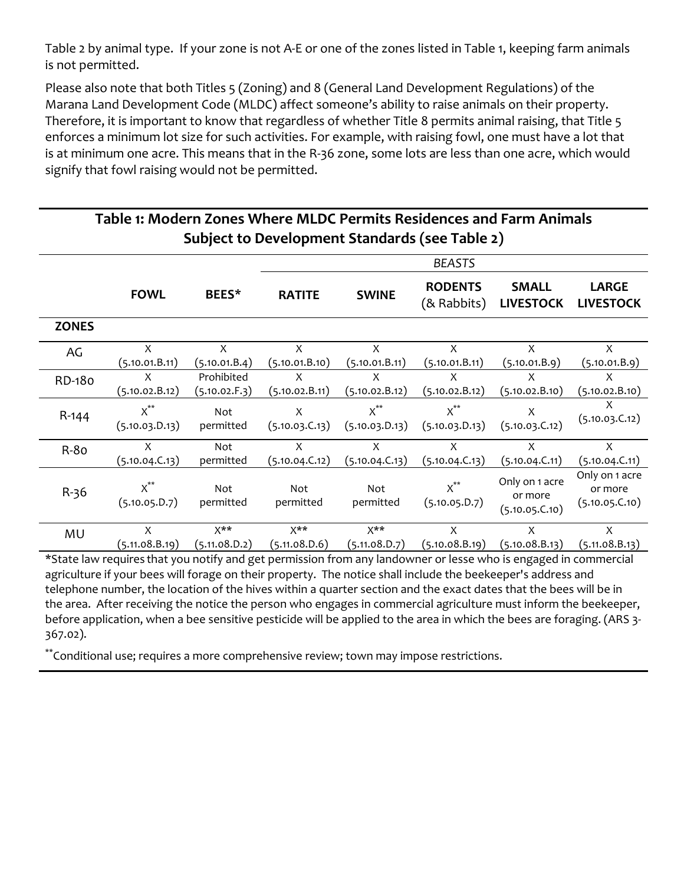Table 2 by animal type. If your zone is not A-E or one of the zones listed in Table 1, keeping farm animals is not permitted.

Please also note that both Titles 5 (Zoning) and 8 (General Land Development Regulations) of the Marana Land Development Code (MLDC) affect someone's ability to raise animals on their property. Therefore, it is important to know that regardless of whether Title 8 permits animal raising, that Title 5 enforces a minimum lot size for such activities. For example, with raising fowl, one must have a lot that is at minimum one acre. This means that in the R-36 zone, some lots are less than one acre, which would signify that fowl raising would not be permitted.

**Table 1: Modern Zones Where MLDC Permits Residences and Farm Animals Subject to Development Standards (see Table 2)**

| | | | *BEASTS* | | | | |
|---|---|---|---|---|---|---|---|
| | **FOWL** | **BEES*** | **RATITE** | **SWINE** | **RODENTS** (& Rabbits) | **SMALL LIVESTOCK** | **LARGE LIVESTOCK** |
| **ZONES** | | | | | | | |
| AG | X (5.10.01.B.11) | X (5.10.01.B.4) | X (5.10.01.B.10) | X (5.10.01.B.11) | X (5.10.01.B.11) | X (5.10.01.B.9) | X (5.10.01.B.9) |
| RD-180 | X (5.10.02.B.12) | Prohibited (5.10.02.F.3) | X (5.10.02.B.11) | X (5.10.02.B.12) | X (5.10.02.B.12) | X (5.10.02.B.10) | X (5.10.02.B.10) |
| R-144 | X** (5.10.03.D.13) | Not permitted | X (5.10.03.C.13) | X** (5.10.03.D.13) | X** (5.10.03.D.13) | X (5.10.03.C.12) | X (5.10.03.C.12) |
| R-80 | X (5.10.04.C.13) | Not permitted | X (5.10.04.C.12) | X (5.10.04.C.13) | X (5.10.04.C.13) | X (5.10.04.C.11) | X (5.10.04.C.11) |
| R-36 | X** (5.10.05.D.7) | Not permitted | Not permitted | Not permitted | X** (5.10.05.D.7) | Only on 1 acre or more (5.10.05.C.10) | Only on 1 acre or more (5.10.05.C.10) |
| MU | X (5.11.08.B.19) | X** (5.11.08.D.2) | X** (5.11.08.D.6) | X** (5.11.08.D.7) | X (5.10.08.B.19) | X (5.10.08.B.13) | X (5.11.08.B.13) |

*State law requires that you notify and get permission from any landowner or lesse who is engaged in commercial agriculture if your bees will forage on their property. The notice shall include the beekeeper's address and telephone number, the location of the hives within a quarter section and the exact dates that the bees will be in the area. After receiving the notice the person who engages in commercial agriculture must inform the beekeeper, before application, when a bee sensitive pesticide will be applied to the area in which the bees are foraging. (ARS 3-367.02).

**Conditional use; requires a more comprehensive review; town may impose restrictions.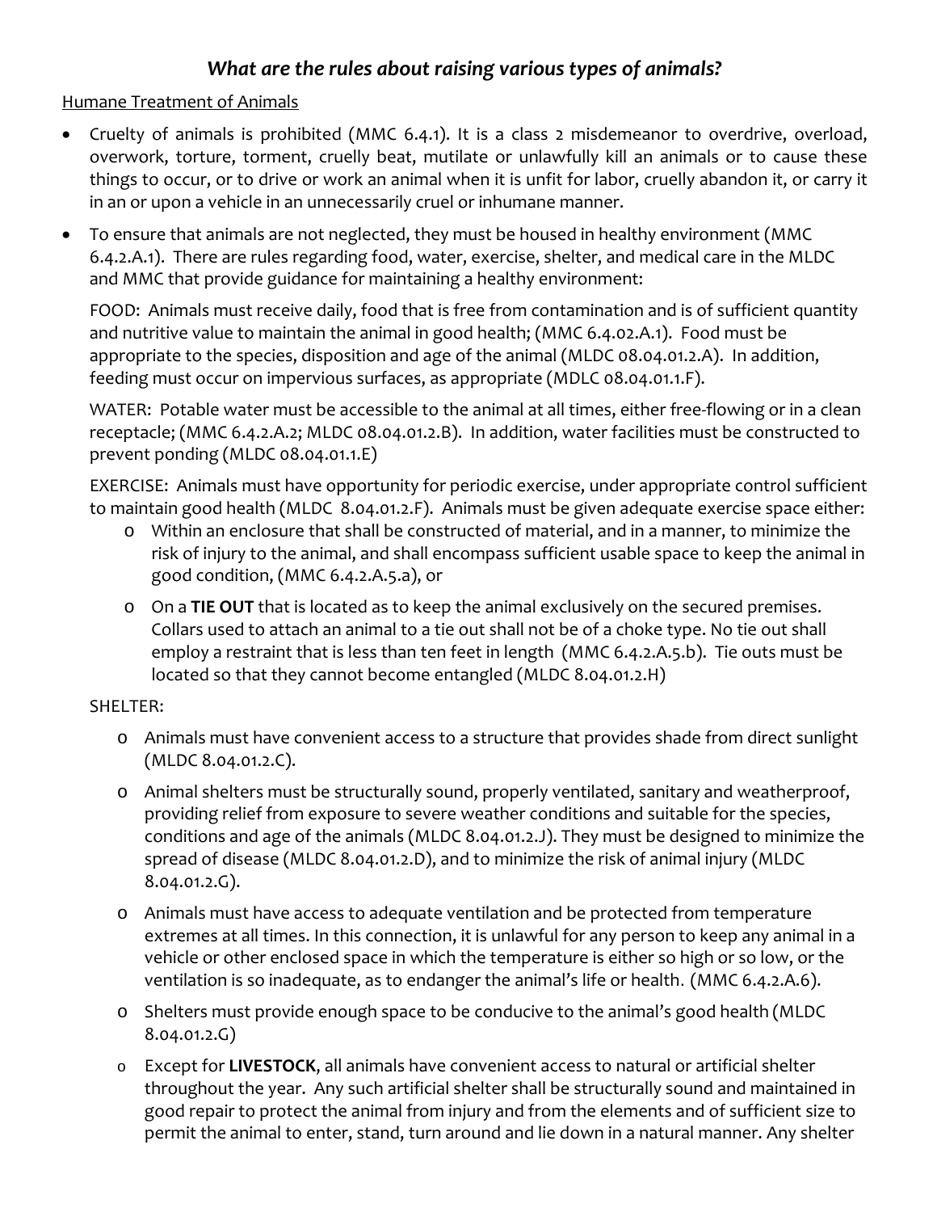## *What are the rules about raising various types of animals?*

Humane Treatment of Animals

- Cruelty of animals is prohibited (MMC 6.4.1). It is a class 2 misdemeanor to overdrive, overload, overwork, torture, torment, cruelly beat, mutilate or unlawfully kill an animals or to cause these things to occur, or to drive or work an animal when it is unfit for labor, cruelly abandon it, or carry it in an or upon a vehicle in an unnecessarily cruel or inhumane manner.
- To ensure that animals are not neglected, they must be housed in healthy environment (MMC 6.4.2.A.1). There are rules regarding food, water, exercise, shelter, and medical care in the MLDC and MMC that provide guidance for maintaining a healthy environment:

  FOOD: Animals must receive daily, food that is free from contamination and is of sufficient quantity and nutritive value to maintain the animal in good health; (MMC 6.4.02.A.1). Food must be appropriate to the species, disposition and age of the animal (MLDC 08.04.01.2.A). In addition, feeding must occur on impervious surfaces, as appropriate (MDLC 08.04.01.1.F).

  WATER: Potable water must be accessible to the animal at all times, either free-flowing or in a clean receptacle; (MMC 6.4.2.A.2; MLDC 08.04.01.2.B). In addition, water facilities must be constructed to prevent ponding (MLDC 08.04.01.1.E)

  EXERCISE: Animals must have opportunity for periodic exercise, under appropriate control sufficient to maintain good health (MLDC 8.04.01.2.F). Animals must be given adequate exercise space either:

  - Within an enclosure that shall be constructed of material, and in a manner, to minimize the risk of injury to the animal, and shall encompass sufficient usable space to keep the animal in good condition, (MMC 6.4.2.A.5.a), or
  - On a **TIE OUT** that is located as to keep the animal exclusively on the secured premises. Collars used to attach an animal to a tie out shall not be of a choke type. No tie out shall employ a restraint that is less than ten feet in length (MMC 6.4.2.A.5.b). Tie outs must be located so that they cannot become entangled (MLDC 8.04.01.2.H)

  SHELTER:

  - Animals must have convenient access to a structure that provides shade from direct sunlight (MLDC 8.04.01.2.C).
  - Animal shelters must be structurally sound, properly ventilated, sanitary and weatherproof, providing relief from exposure to severe weather conditions and suitable for the species, conditions and age of the animals (MLDC 8.04.01.2.J). They must be designed to minimize the spread of disease (MLDC 8.04.01.2.D), and to minimize the risk of animal injury (MLDC 8.04.01.2.G).
  - Animals must have access to adequate ventilation and be protected from temperature extremes at all times. In this connection, it is unlawful for any person to keep any animal in a vehicle or other enclosed space in which the temperature is either so high or so low, or the ventilation is so inadequate, as to endanger the animal's life or health. (MMC 6.4.2.A.6).
  - Shelters must provide enough space to be conducive to the animal's good health (MLDC 8.04.01.2.G)
  - Except for **LIVESTOCK**, all animals have convenient access to natural or artificial shelter throughout the year. Any such artificial shelter shall be structurally sound and maintained in good repair to protect the animal from injury and from the elements and of sufficient size to permit the animal to enter, stand, turn around and lie down in a natural manner. Any shelter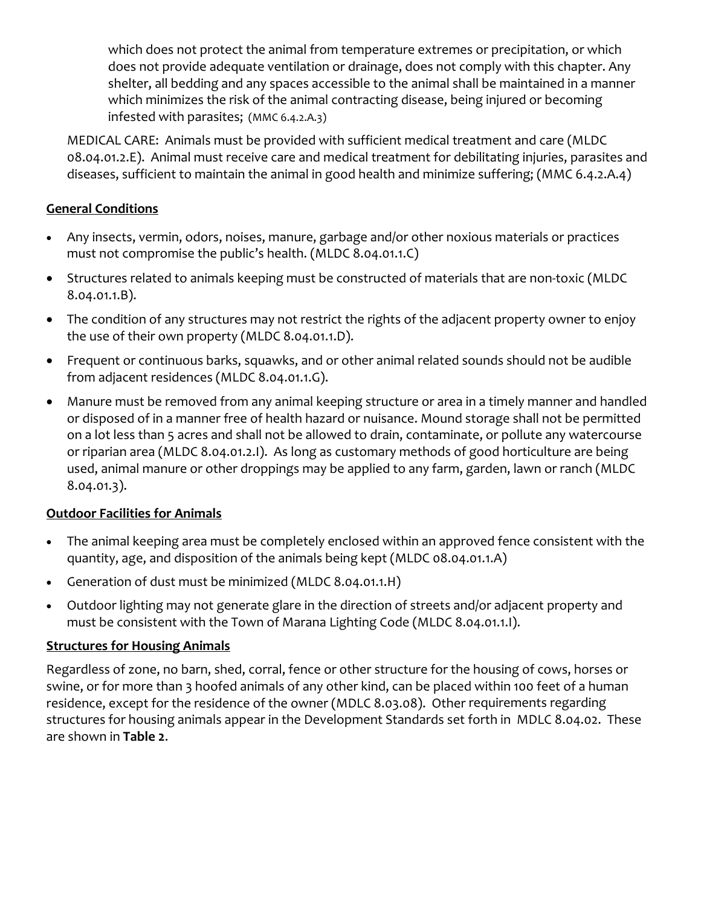which does not protect the animal from temperature extremes or precipitation, or which does not provide adequate ventilation or drainage, does not comply with this chapter. Any shelter, all bedding and any spaces accessible to the animal shall be maintained in a manner which minimizes the risk of the animal contracting disease, being injured or becoming infested with parasites; (MMC 6.4.2.A.3)

MEDICAL CARE: Animals must be provided with sufficient medical treatment and care (MLDC 08.04.01.2.E). Animal must receive care and medical treatment for debilitating injuries, parasites and diseases, sufficient to maintain the animal in good health and minimize suffering; (MMC 6.4.2.A.4)

**General Conditions**

- Any insects, vermin, odors, noises, manure, garbage and/or other noxious materials or practices must not compromise the public's health. (MLDC 8.04.01.1.C)
- Structures related to animals keeping must be constructed of materials that are non-toxic (MLDC 8.04.01.1.B).
- The condition of any structures may not restrict the rights of the adjacent property owner to enjoy the use of their own property (MLDC 8.04.01.1.D).
- Frequent or continuous barks, squawks, and or other animal related sounds should not be audible from adjacent residences (MLDC 8.04.01.1.G).
- Manure must be removed from any animal keeping structure or area in a timely manner and handled or disposed of in a manner free of health hazard or nuisance. Mound storage shall not be permitted on a lot less than 5 acres and shall not be allowed to drain, contaminate, or pollute any watercourse or riparian area (MLDC 8.04.01.2.I). As long as customary methods of good horticulture are being used, animal manure or other droppings may be applied to any farm, garden, lawn or ranch (MLDC 8.04.01.3).

**Outdoor Facilities for Animals**

- The animal keeping area must be completely enclosed within an approved fence consistent with the quantity, age, and disposition of the animals being kept (MLDC 08.04.01.1.A)
- Generation of dust must be minimized (MLDC 8.04.01.1.H)
- Outdoor lighting may not generate glare in the direction of streets and/or adjacent property and must be consistent with the Town of Marana Lighting Code (MLDC 8.04.01.1.I).

**Structures for Housing Animals**

Regardless of zone, no barn, shed, corral, fence or other structure for the housing of cows, horses or swine, or for more than 3 hoofed animals of any other kind, can be placed within 100 feet of a human residence, except for the residence of the owner (MDLC 8.03.08). Other requirements regarding structures for housing animals appear in the Development Standards set forth in MDLC 8.04.02. These are shown in **Table 2**.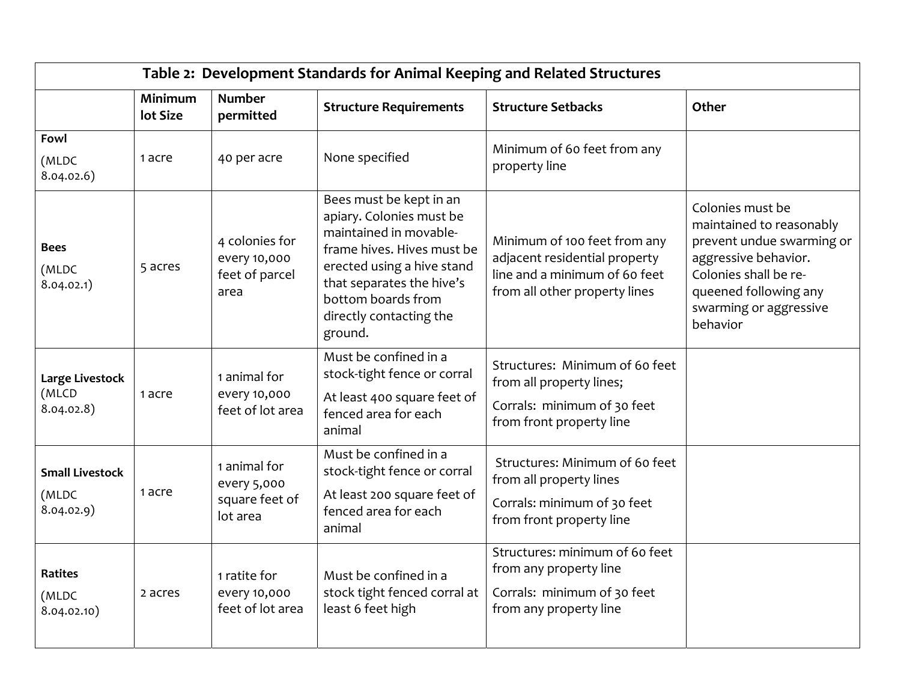| Table 2: Development Standards for Animal Keeping and Related Structures | | | | | |
|---|---|---|---|---|---|
| | **Minimum lot Size** | **Number permitted** | **Structure Requirements** | **Structure Setbacks** | **Other** |
| **Fowl** (MLDC 8.04.02.6) | 1 acre | 40 per acre | None specified | Minimum of 60 feet from any property line | |
| **Bees** (MLDC 8.04.02.1) | 5 acres | 4 colonies for every 10,000 feet of parcel area | Bees must be kept in an apiary. Colonies must be maintained in movable-frame hives. Hives must be erected using a hive stand that separates the hive's bottom boards from directly contacting the ground. | Minimum of 100 feet from any adjacent residential property line and a minimum of 60 feet from all other property lines | Colonies must be maintained to reasonably prevent undue swarming or aggressive behavior. Colonies shall be re-queened following any swarming or aggressive behavior |
| **Large Livestock** (MLCD 8.04.02.8) | 1 acre | 1 animal for every 10,000 feet of lot area | Must be confined in a stock-tight fence or corral<br>At least 400 square feet of fenced area for each animal | Structures: Minimum of 60 feet from all property lines;<br>Corrals: minimum of 30 feet from front property line | |
| **Small Livestock** (MLDC 8.04.02.9) | 1 acre | 1 animal for every 5,000 square feet of lot area | Must be confined in a stock-tight fence or corral<br>At least 200 square feet of fenced area for each animal | Structures: Minimum of 60 feet from all property lines<br>Corrals: minimum of 30 feet from front property line | |
| **Ratites** (MLDC 8.04.02.10) | 2 acres | 1 ratite for every 10,000 feet of lot area | Must be confined in a stock tight fenced corral at least 6 feet high | Structures: minimum of 60 feet from any property line<br>Corrals: minimum of 30 feet from any property line | |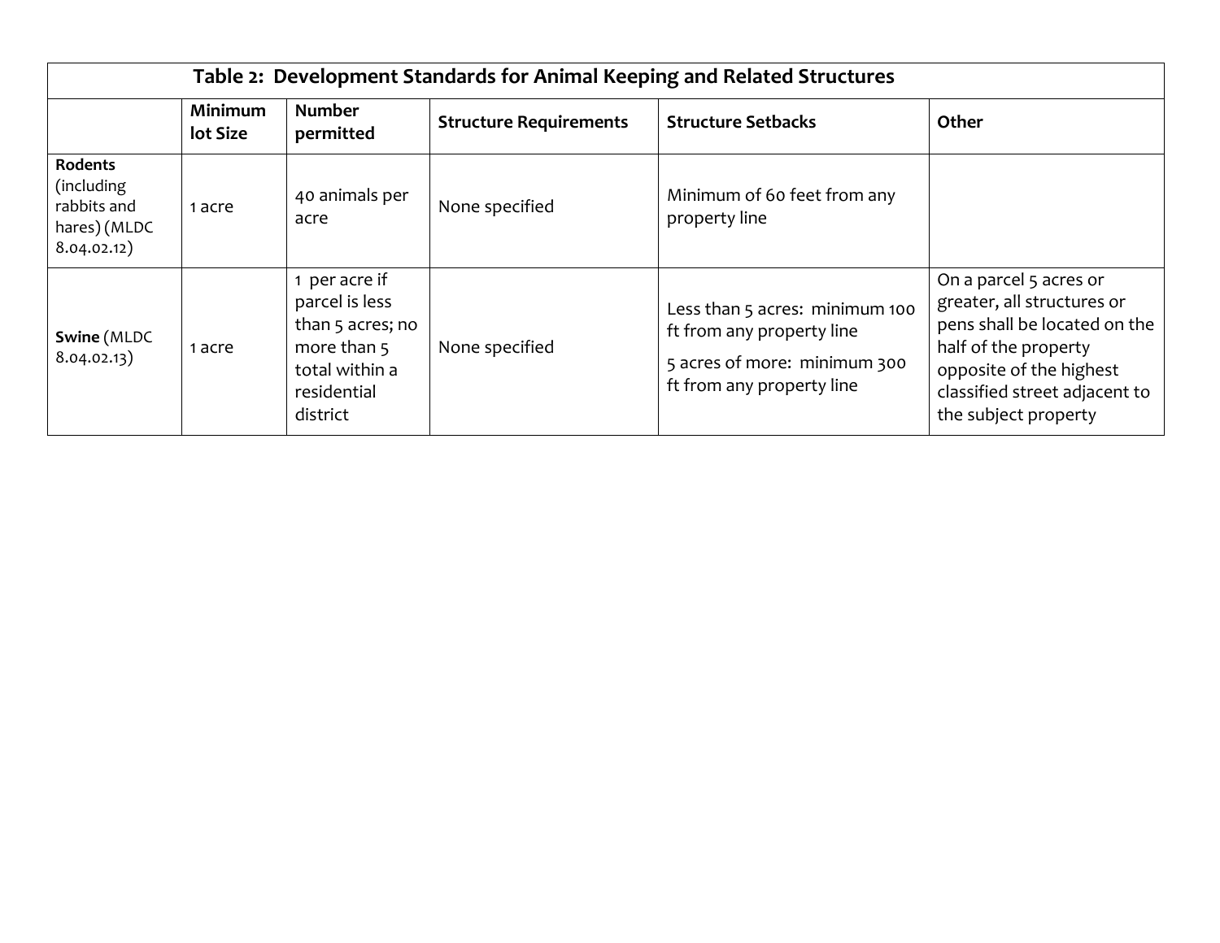| Table 2: Development Standards for Animal Keeping and Related Structures | | | | | |
|---|---|---|---|---|---|
| | **Minimum lot Size** | **Number permitted** | **Structure Requirements** | **Structure Setbacks** | **Other** |
| **Rodents** (including rabbits and hares) (MLDC 8.04.02.12) | 1 acre | 40 animals per acre | None specified | Minimum of 60 feet from any property line | |
| **Swine** (MLDC 8.04.02.13) | 1 acre | 1 per acre if parcel is less than 5 acres; no more than 5 total within a residential district | None specified | Less than 5 acres: minimum 100 ft from any property line<br>5 acres of more: minimum 300 ft from any property line | On a parcel 5 acres or greater, all structures or pens shall be located on the half of the property opposite of the highest classified street adjacent to the subject property |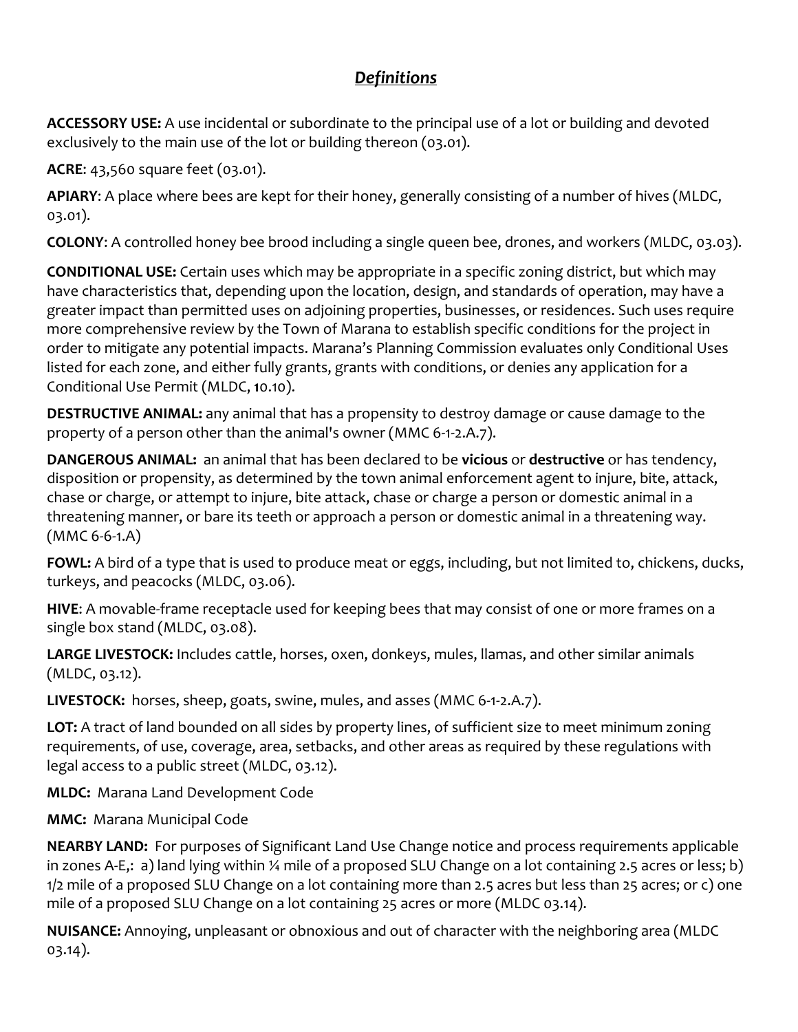## *Definitions*

**ACCESSORY USE:** A use incidental or subordinate to the principal use of a lot or building and devoted exclusively to the main use of the lot or building thereon (03.01).

**ACRE**: 43,560 square feet (03.01).

**APIARY**: A place where bees are kept for their honey, generally consisting of a number of hives (MLDC, 03.01).

**COLONY**: A controlled honey bee brood including a single queen bee, drones, and workers (MLDC, 03.03).

**CONDITIONAL USE:** Certain uses which may be appropriate in a specific zoning district, but which may have characteristics that, depending upon the location, design, and standards of operation, may have a greater impact than permitted uses on adjoining properties, businesses, or residences. Such uses require more comprehensive review by the Town of Marana to establish specific conditions for the project in order to mitigate any potential impacts. Marana's Planning Commission evaluates only Conditional Uses listed for each zone, and either fully grants, grants with conditions, or denies any application for a Conditional Use Permit (MLDC, 10.10).

**DESTRUCTIVE ANIMAL:** any animal that has a propensity to destroy damage or cause damage to the property of a person other than the animal's owner (MMC 6-1-2.A.7).

**DANGEROUS ANIMAL:** an animal that has been declared to be **vicious** or **destructive** or has tendency, disposition or propensity, as determined by the town animal enforcement agent to injure, bite, attack, chase or charge, or attempt to injure, bite attack, chase or charge a person or domestic animal in a threatening manner, or bare its teeth or approach a person or domestic animal in a threatening way. (MMC 6-6-1.A)

**FOWL:** A bird of a type that is used to produce meat or eggs, including, but not limited to, chickens, ducks, turkeys, and peacocks (MLDC, 03.06).

**HIVE**: A movable-frame receptacle used for keeping bees that may consist of one or more frames on a single box stand (MLDC, 03.08).

**LARGE LIVESTOCK:** Includes cattle, horses, oxen, donkeys, mules, llamas, and other similar animals (MLDC, 03.12).

**LIVESTOCK:** horses, sheep, goats, swine, mules, and asses (MMC 6-1-2.A.7).

**LOT:** A tract of land bounded on all sides by property lines, of sufficient size to meet minimum zoning requirements, of use, coverage, area, setbacks, and other areas as required by these regulations with legal access to a public street (MLDC, 03.12).

**MLDC:** Marana Land Development Code

**MMC:** Marana Municipal Code

**NEARBY LAND:** For purposes of Significant Land Use Change notice and process requirements applicable in zones A-E,: a) land lying within ¼ mile of a proposed SLU Change on a lot containing 2.5 acres or less; b) 1/2 mile of a proposed SLU Change on a lot containing more than 2.5 acres but less than 25 acres; or c) one mile of a proposed SLU Change on a lot containing 25 acres or more (MLDC 03.14).

**NUISANCE:** Annoying, unpleasant or obnoxious and out of character with the neighboring area (MLDC 03.14).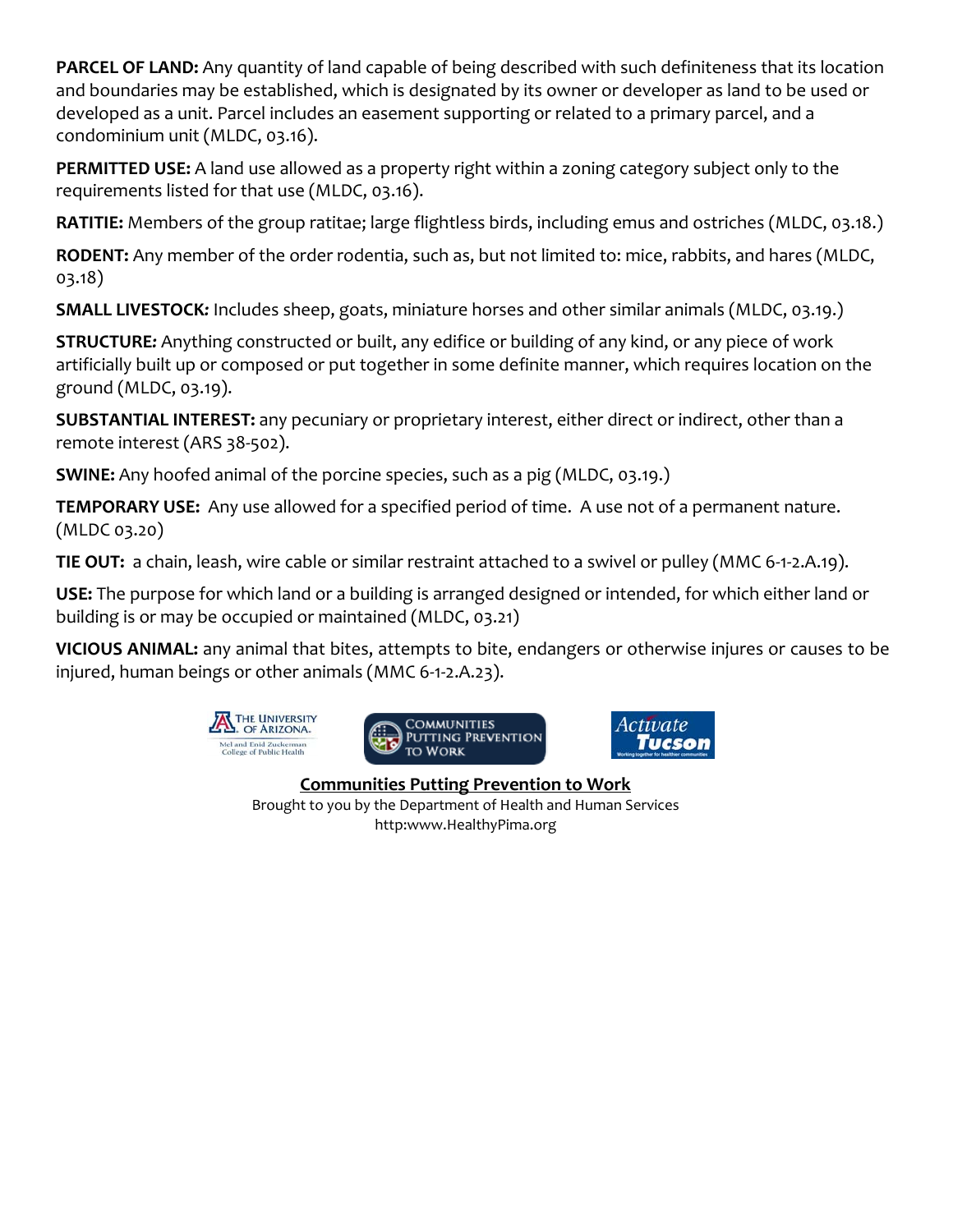**PARCEL OF LAND:** Any quantity of land capable of being described with such definiteness that its location and boundaries may be established, which is designated by its owner or developer as land to be used or developed as a unit. Parcel includes an easement supporting or related to a primary parcel, and a condominium unit (MLDC, 03.16).

**PERMITTED USE:** A land use allowed as a property right within a zoning category subject only to the requirements listed for that use (MLDC, 03.16).

**RATITIE:** Members of the group ratitae; large flightless birds, including emus and ostriches (MLDC, 03.18.)

**RODENT:** Any member of the order rodentia, such as, but not limited to: mice, rabbits, and hares (MLDC, 03.18)

**SMALL LIVESTOCK***:* Includes sheep, goats, miniature horses and other similar animals (MLDC, 03.19.)

**STRUCTURE***:* Anything constructed or built, any edifice or building of any kind, or any piece of work artificially built up or composed or put together in some definite manner, which requires location on the ground (MLDC, 03.19).

**SUBSTANTIAL INTEREST:** any pecuniary or proprietary interest, either direct or indirect, other than a remote interest (ARS 38-502).

**SWINE:** Any hoofed animal of the porcine species, such as a pig (MLDC, 03.19.)

**TEMPORARY USE:** Any use allowed for a specified period of time. A use not of a permanent nature. (MLDC 03.20)

**TIE OUT:** a chain, leash, wire cable or similar restraint attached to a swivel or pulley (MMC 6-1-2.A.19).

**USE:** The purpose for which land or a building is arranged designed or intended, for which either land or building is or may be occupied or maintained (MLDC, 03.21)

**VICIOUS ANIMAL:** any animal that bites, attempts to bite, endangers or otherwise injures or causes to be injured, human beings or other animals (MMC 6-1-2.A.23).

THE UNIVERSITY OF ARIZONA. Mel and Enid Zuckerman College of Public Health

COMMUNITIES PUTTING PREVENTION TO WORK

Activate Tucson

**Communities Putting Prevention to Work**

Brought to you by the Department of Health and Human Services

http:www.HealthyPima.org